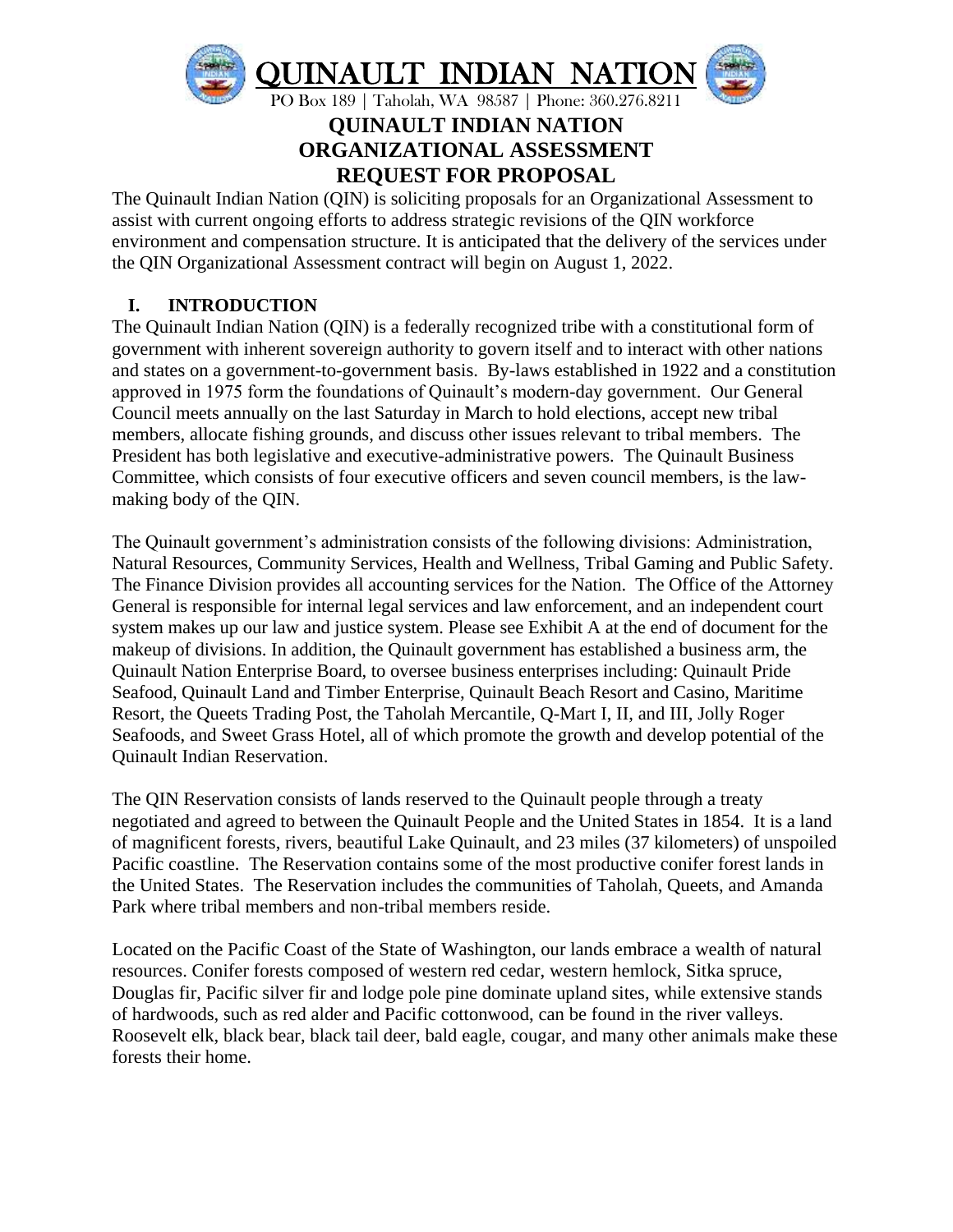# QUINAULT INDIAN NATION

PO Box 189 | Taholah, WA 98587 | Phone: 360.276.8211

## QUINAULT INDIAN NATION ORGANIZATIONAL ASSESSMENT REQUEST FOR PROPOSAL

The Quinault Indian Nation (QIN) is soliciting proposals for an Organizational Assessment to assist with current ongoing efforts to address strategic revisions of the QIN workforce environment and compensation structure. It is anticipated that the delivery of the services under the QIN Organizational Assessment contract will begin on August 1, 2022.

### I. INTRODUCTION

The Quinault Indian Nation (QIN) is a federally recognized tribe with a constitutional form of government with inherent sovereign authority to govern itself and to interact with other nations and states on a government-to-government basis. By-laws established in 1922 and a constitution approved in 1975 form the foundations of Quinault's modern-day government. Our General Council meets annually on the last Saturday in March to hold elections, accept new tribal members, allocate fishing grounds, and discuss other issues relevant to tribal members. The President has both legislative and executive-administrative powers. The Quinault Business Committee, which consists of four executive officers and seven council members, is the law-making body of the QIN.

The Quinault government's administration consists of the following divisions: Administration, Natural Resources, Community Services, Health and Wellness, Tribal Gaming and Public Safety. The Finance Division provides all accounting services for the Nation. The Office of the Attorney General is responsible for internal legal services and law enforcement, and an independent court system makes up our law and justice system. Please see Exhibit A at the end of document for the makeup of divisions. In addition, the Quinault government has established a business arm, the Quinault Nation Enterprise Board, to oversee business enterprises including: Quinault Pride Seafood, Quinault Land and Timber Enterprise, Quinault Beach Resort and Casino, Maritime Resort, the Queets Trading Post, the Taholah Mercantile, Q-Mart I, II, and III, Jolly Roger Seafoods, and Sweet Grass Hotel, all of which promote the growth and develop potential of the Quinault Indian Reservation.

The QIN Reservation consists of lands reserved to the Quinault people through a treaty negotiated and agreed to between the Quinault People and the United States in 1854. It is a land of magnificent forests, rivers, beautiful Lake Quinault, and 23 miles (37 kilometers) of unspoiled Pacific coastline. The Reservation contains some of the most productive conifer forest lands in the United States. The Reservation includes the communities of Taholah, Queets, and Amanda Park where tribal members and non-tribal members reside.

Located on the Pacific Coast of the State of Washington, our lands embrace a wealth of natural resources. Conifer forests composed of western red cedar, western hemlock, Sitka spruce, Douglas fir, Pacific silver fir and lodge pole pine dominate upland sites, while extensive stands of hardwoods, such as red alder and Pacific cottonwood, can be found in the river valleys. Roosevelt elk, black bear, black tail deer, bald eagle, cougar, and many other animals make these forests their home.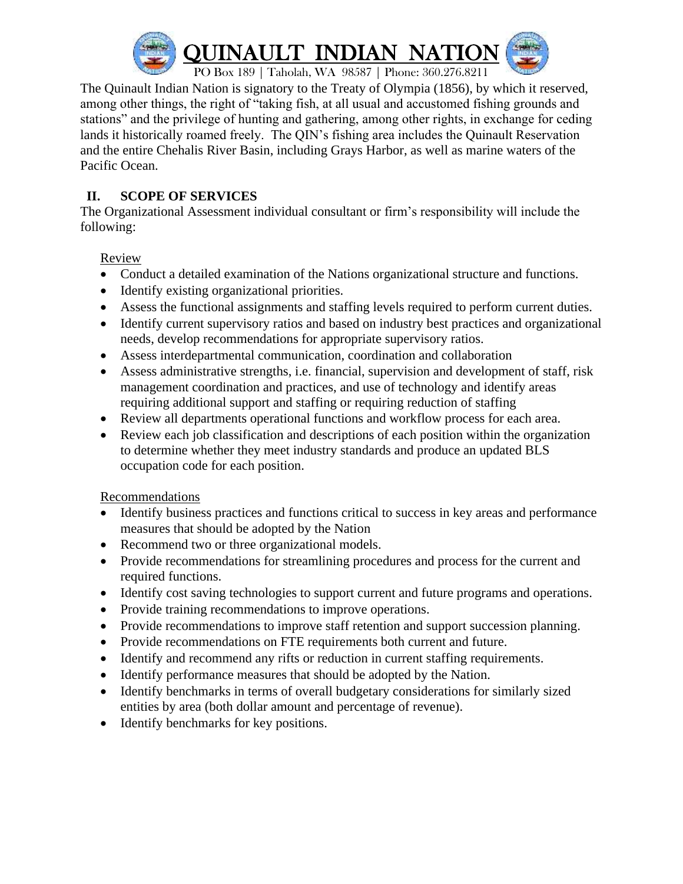The Quinault Indian Nation is signatory to the Treaty of Olympia (1856), by which it reserved, among other things, the right of "taking fish, at all usual and accustomed fishing grounds and stations" and the privilege of hunting and gathering, among other rights, in exchange for ceding lands it historically roamed freely. The QIN's fishing area includes the Quinault Reservation and the entire Chehalis River Basin, including Grays Harbor, as well as marine waters of the Pacific Ocean.

## II. SCOPE OF SERVICES

The Organizational Assessment individual consultant or firm's responsibility will include the following:

Review

- Conduct a detailed examination of the Nations organizational structure and functions.
- Identify existing organizational priorities.
- Assess the functional assignments and staffing levels required to perform current duties.
- Identify current supervisory ratios and based on industry best practices and organizational needs, develop recommendations for appropriate supervisory ratios.
- Assess interdepartmental communication, coordination and collaboration
- Assess administrative strengths, i.e. financial, supervision and development of staff, risk management coordination and practices, and use of technology and identify areas requiring additional support and staffing or requiring reduction of staffing
- Review all departments operational functions and workflow process for each area.
- Review each job classification and descriptions of each position within the organization to determine whether they meet industry standards and produce an updated BLS occupation code for each position.

Recommendations

- Identify business practices and functions critical to success in key areas and performance measures that should be adopted by the Nation
- Recommend two or three organizational models.
- Provide recommendations for streamlining procedures and process for the current and required functions.
- Identify cost saving technologies to support current and future programs and operations.
- Provide training recommendations to improve operations.
- Provide recommendations to improve staff retention and support succession planning.
- Provide recommendations on FTE requirements both current and future.
- Identify and recommend any rifts or reduction in current staffing requirements.
- Identify performance measures that should be adopted by the Nation.
- Identify benchmarks in terms of overall budgetary considerations for similarly sized entities by area (both dollar amount and percentage of revenue).
- Identify benchmarks for key positions.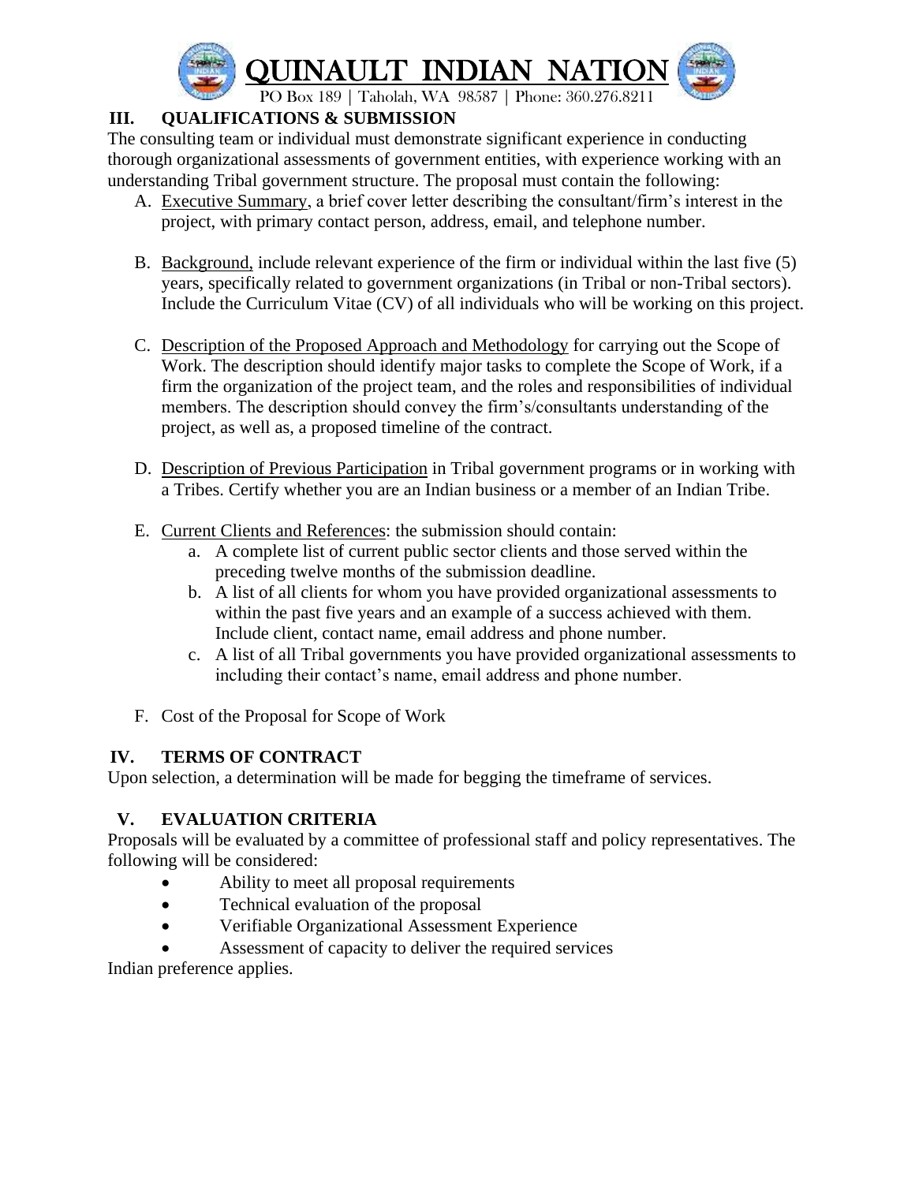## III. QUALIFICATIONS & SUBMISSION

The consulting team or individual must demonstrate significant experience in conducting thorough organizational assessments of government entities, with experience working with an understanding Tribal government structure. The proposal must contain the following:

A. Executive Summary, a brief cover letter describing the consultant/firm's interest in the project, with primary contact person, address, email, and telephone number.

B. Background, include relevant experience of the firm or individual within the last five (5) years, specifically related to government organizations (in Tribal or non-Tribal sectors). Include the Curriculum Vitae (CV) of all individuals who will be working on this project.

C. Description of the Proposed Approach and Methodology for carrying out the Scope of Work. The description should identify major tasks to complete the Scope of Work, if a firm the organization of the project team, and the roles and responsibilities of individual members. The description should convey the firm's/consultants understanding of the project, as well as, a proposed timeline of the contract.

D. Description of Previous Participation in Tribal government programs or in working with a Tribes. Certify whether you are an Indian business or a member of an Indian Tribe.

E. Current Clients and References: the submission should contain:
   a. A complete list of current public sector clients and those served within the preceding twelve months of the submission deadline.
   b. A list of all clients for whom you have provided organizational assessments to within the past five years and an example of a success achieved with them. Include client, contact name, email address and phone number.
   c. A list of all Tribal governments you have provided organizational assessments to including their contact's name, email address and phone number.

F. Cost of the Proposal for Scope of Work

## IV. TERMS OF CONTRACT

Upon selection, a determination will be made for begging the timeframe of services.

## V. EVALUATION CRITERIA

Proposals will be evaluated by a committee of professional staff and policy representatives. The following will be considered:

- Ability to meet all proposal requirements
- Technical evaluation of the proposal
- Verifiable Organizational Assessment Experience
- Assessment of capacity to deliver the required services

Indian preference applies.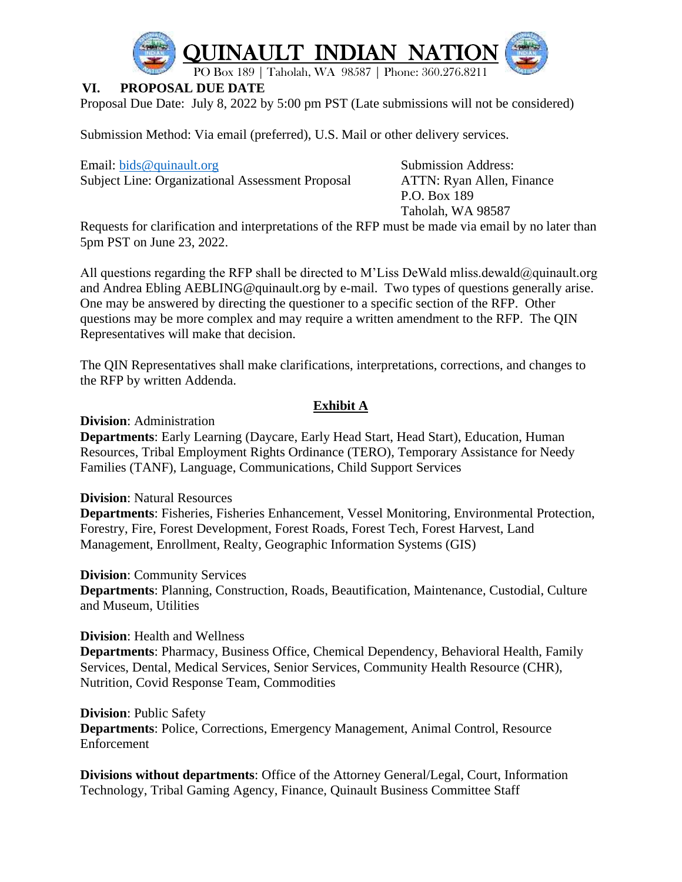## VI. PROPOSAL DUE DATE

Proposal Due Date: July 8, 2022 by 5:00 pm PST (Late submissions will not be considered)

Submission Method: Via email (preferred), U.S. Mail or other delivery services.

Email: bids@quinault.org
Subject Line: Organizational Assessment Proposal

Submission Address:
ATTN: Ryan Allen, Finance
P.O. Box 189
Taholah, WA 98587

Requests for clarification and interpretations of the RFP must be made via email by no later than 5pm PST on June 23, 2022.

All questions regarding the RFP shall be directed to M'Liss DeWald mliss.dewald@quinault.org and Andrea Ebling AEBLING@quinault.org by e-mail. Two types of questions generally arise. One may be answered by directing the questioner to a specific section of the RFP. Other questions may be more complex and may require a written amendment to the RFP. The QIN Representatives will make that decision.

The QIN Representatives shall make clarifications, interpretations, corrections, and changes to the RFP by written Addenda.

## Exhibit A

**Division**: Administration
**Departments**: Early Learning (Daycare, Early Head Start, Head Start), Education, Human Resources, Tribal Employment Rights Ordinance (TERO), Temporary Assistance for Needy Families (TANF), Language, Communications, Child Support Services

**Division**: Natural Resources
**Departments**: Fisheries, Fisheries Enhancement, Vessel Monitoring, Environmental Protection, Forestry, Fire, Forest Development, Forest Roads, Forest Tech, Forest Harvest, Land Management, Enrollment, Realty, Geographic Information Systems (GIS)

**Division**: Community Services
**Departments**: Planning, Construction, Roads, Beautification, Maintenance, Custodial, Culture and Museum, Utilities

**Division**: Health and Wellness
**Departments**: Pharmacy, Business Office, Chemical Dependency, Behavioral Health, Family Services, Dental, Medical Services, Senior Services, Community Health Resource (CHR), Nutrition, Covid Response Team, Commodities

**Division**: Public Safety
**Departments**: Police, Corrections, Emergency Management, Animal Control, Resource Enforcement

**Divisions without departments**: Office of the Attorney General/Legal, Court, Information Technology, Tribal Gaming Agency, Finance, Quinault Business Committee Staff